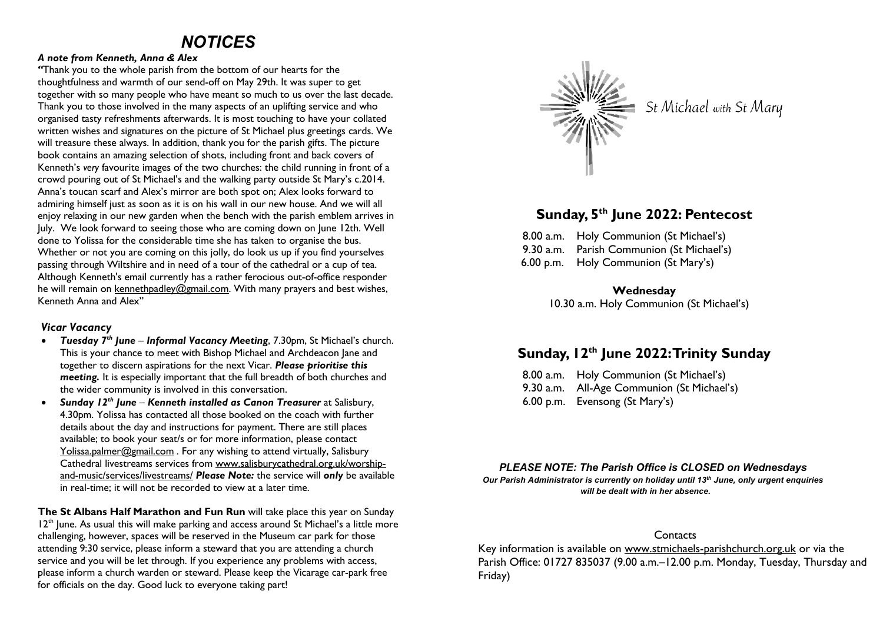# NOTICES

***A note from Kenneth, Anna & Alex***

"Thank you to the whole parish from the bottom of our hearts for the thoughtfulness and warmth of our send-off on May 29th. It was super to get together with so many people who have meant so much to us over the last decade. Thank you to those involved in the many aspects of an uplifting service and who organised tasty refreshments afterwards. It is most touching to have your collated written wishes and signatures on the picture of St Michael plus greetings cards. We will treasure these always. In addition, thank you for the parish gifts. The picture book contains an amazing selection of shots, including front and back covers of Kenneth's *very* favourite images of the two churches: the child running in front of a crowd pouring out of St Michael's and the walking party outside St Mary's c.2014. Anna's toucan scarf and Alex's mirror are both spot on; Alex looks forward to admiring himself just as soon as it is on his wall in our new house. And we will all enjoy relaxing in our new garden when the bench with the parish emblem arrives in July. We look forward to seeing those who are coming down on June 12th. Well done to Yolissa for the considerable time she has taken to organise the bus. Whether or not you are coming on this jolly, do look us up if you find yourselves passing through Wiltshire and in need of a tour of the cathedral or a cup of tea. Although Kenneth's email currently has a rather ferocious out-of-office responder he will remain on kennethpadley@gmail.com. With many prayers and best wishes, Kenneth Anna and Alex"

***Vicar Vacancy***

- ***Tuesday 7th June – Informal Vacancy Meeting***, 7.30pm, St Michael's church. This is your chance to meet with Bishop Michael and Archdeacon Jane and together to discern aspirations for the next Vicar. ***Please prioritise this meeting.*** It is especially important that the full breadth of both churches and the wider community is involved in this conversation.
- ***Sunday 12th June – Kenneth installed as Canon Treasurer*** at Salisbury, 4.30pm. Yolissa has contacted all those booked on the coach with further details about the day and instructions for payment. There are still places available; to book your seat/s or for more information, please contact Yolissa.palmer@gmail.com . For any wishing to attend virtually, Salisbury Cathedral livestreams services from www.salisburycathedral.org.uk/worship-and-music/services/livestreams/ ***Please Note:*** the service will ***only*** be available in real-time; it will not be recorded to view at a later time.

**The St Albans Half Marathon and Fun Run** will take place this year on Sunday 12th June. As usual this will make parking and access around St Michael's a little more challenging, however, spaces will be reserved in the Museum car park for those attending 9:30 service, please inform a steward that you are attending a church service and you will be let through. If you experience any problems with access, please inform a church warden or steward. Please keep the Vicarage car-park free for officials on the day. Good luck to everyone taking part!

St Michael with St Mary

## Sunday, 5th June 2022: Pentecost

8.00 a.m. Holy Communion (St Michael's)
9.30 a.m. Parish Communion (St Michael's)
6.00 p.m. Holy Communion (St Mary's)

**Wednesday**
10.30 a.m. Holy Communion (St Michael's)

## Sunday, 12th June 2022: Trinity Sunday

8.00 a.m. Holy Communion (St Michael's)
9.30 a.m. All-Age Communion (St Michael's)
6.00 p.m. Evensong (St Mary's)

***PLEASE NOTE: The Parish Office is CLOSED on Wednesdays***
***Our Parish Administrator is currently on holiday until 13th June, only urgent enquiries will be dealt with in her absence.***

Contacts

Key information is available on www.stmichaels-parishchurch.org.uk or via the Parish Office: 01727 835037 (9.00 a.m.–12.00 p.m. Monday, Tuesday, Thursday and Friday)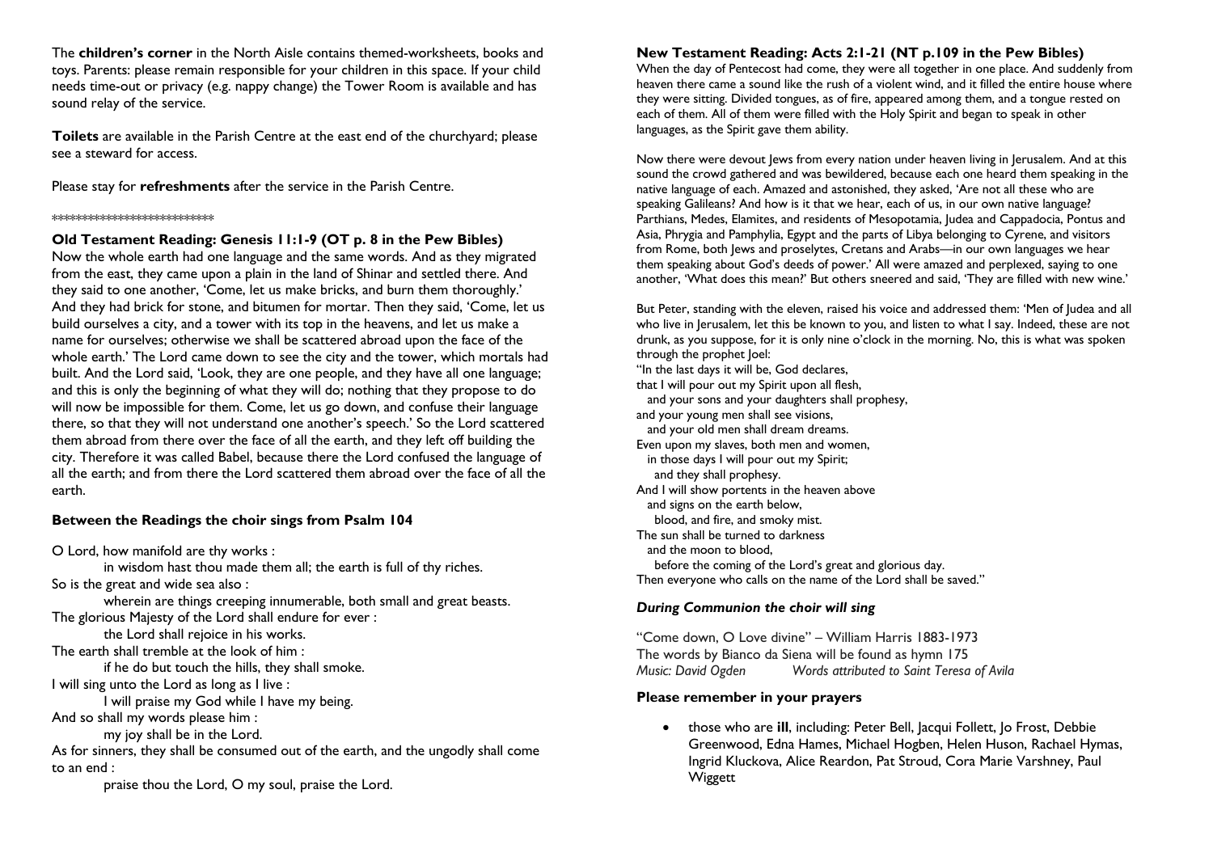The **children's corner** in the North Aisle contains themed-worksheets, books and toys. Parents: please remain responsible for your children in this space. If your child needs time-out or privacy (e.g. nappy change) the Tower Room is available and has sound relay of the service.

**Toilets** are available in the Parish Centre at the east end of the churchyard; please see a steward for access.

Please stay for **refreshments** after the service in the Parish Centre.

\*\*\*\*\*\*\*\*\*\*\*\*\*\*\*\*\*\*\*\*\*\*\*\*\*\*

**Old Testament Reading: Genesis 11:1-9 (OT p. 8 in the Pew Bibles)**

Now the whole earth had one language and the same words. And as they migrated from the east, they came upon a plain in the land of Shinar and settled there. And they said to one another, 'Come, let us make bricks, and burn them thoroughly.' And they had brick for stone, and bitumen for mortar. Then they said, 'Come, let us build ourselves a city, and a tower with its top in the heavens, and let us make a name for ourselves; otherwise we shall be scattered abroad upon the face of the whole earth.' The Lord came down to see the city and the tower, which mortals had built. And the Lord said, 'Look, they are one people, and they have all one language; and this is only the beginning of what they will do; nothing that they propose to do will now be impossible for them. Come, let us go down, and confuse their language there, so that they will not understand one another's speech.' So the Lord scattered them abroad from there over the face of all the earth, and they left off building the city. Therefore it was called Babel, because there the Lord confused the language of all the earth; and from there the Lord scattered them abroad over the face of all the earth.

**Between the Readings the choir sings from Psalm 104**

O Lord, how manifold are thy works :
in wisdom hast thou made them all; the earth is full of thy riches.
So is the great and wide sea also :
wherein are things creeping innumerable, both small and great beasts.
The glorious Majesty of the Lord shall endure for ever :
the Lord shall rejoice in his works.
The earth shall tremble at the look of him :
if he do but touch the hills, they shall smoke.
I will sing unto the Lord as long as I live :
I will praise my God while I have my being.
And so shall my words please him :
my joy shall be in the Lord.
As for sinners, they shall be consumed out of the earth, and the ungodly shall come to an end :
praise thou the Lord, O my soul, praise the Lord.

**New Testament Reading: Acts 2:1-21 (NT p.109 in the Pew Bibles)**

When the day of Pentecost had come, they were all together in one place. And suddenly from heaven there came a sound like the rush of a violent wind, and it filled the entire house where they were sitting. Divided tongues, as of fire, appeared among them, and a tongue rested on each of them. All of them were filled with the Holy Spirit and began to speak in other languages, as the Spirit gave them ability.

Now there were devout Jews from every nation under heaven living in Jerusalem. And at this sound the crowd gathered and was bewildered, because each one heard them speaking in the native language of each. Amazed and astonished, they asked, 'Are not all these who are speaking Galileans? And how is it that we hear, each of us, in our own native language? Parthians, Medes, Elamites, and residents of Mesopotamia, Judea and Cappadocia, Pontus and Asia, Phrygia and Pamphylia, Egypt and the parts of Libya belonging to Cyrene, and visitors from Rome, both Jews and proselytes, Cretans and Arabs—in our own languages we hear them speaking about God's deeds of power.' All were amazed and perplexed, saying to one another, 'What does this mean?' But others sneered and said, 'They are filled with new wine.'

But Peter, standing with the eleven, raised his voice and addressed them: 'Men of Judea and all who live in Jerusalem, let this be known to you, and listen to what I say. Indeed, these are not drunk, as you suppose, for it is only nine o'clock in the morning. No, this is what was spoken through the prophet Joel:
"In the last days it will be, God declares,
that I will pour out my Spirit upon all flesh,
and your sons and your daughters shall prophesy,
and your young men shall see visions,
and your old men shall dream dreams.
Even upon my slaves, both men and women,
in those days I will pour out my Spirit;
and they shall prophesy.
And I will show portents in the heaven above
and signs on the earth below,
blood, and fire, and smoky mist.
The sun shall be turned to darkness
and the moon to blood,
before the coming of the Lord's great and glorious day.
Then everyone who calls on the name of the Lord shall be saved."

***During Communion the choir will sing***

"Come down, O Love divine" – William Harris 1883-1973
The words by Bianco da Siena will be found as hymn 175
*Music: David Ogden* *Words attributed to Saint Teresa of Avila*

**Please remember in your prayers**

- those who are **ill**, including: Peter Bell, Jacqui Follett, Jo Frost, Debbie Greenwood, Edna Hames, Michael Hogben, Helen Huson, Rachael Hymas, Ingrid Kluckova, Alice Reardon, Pat Stroud, Cora Marie Varshney, Paul Wiggett